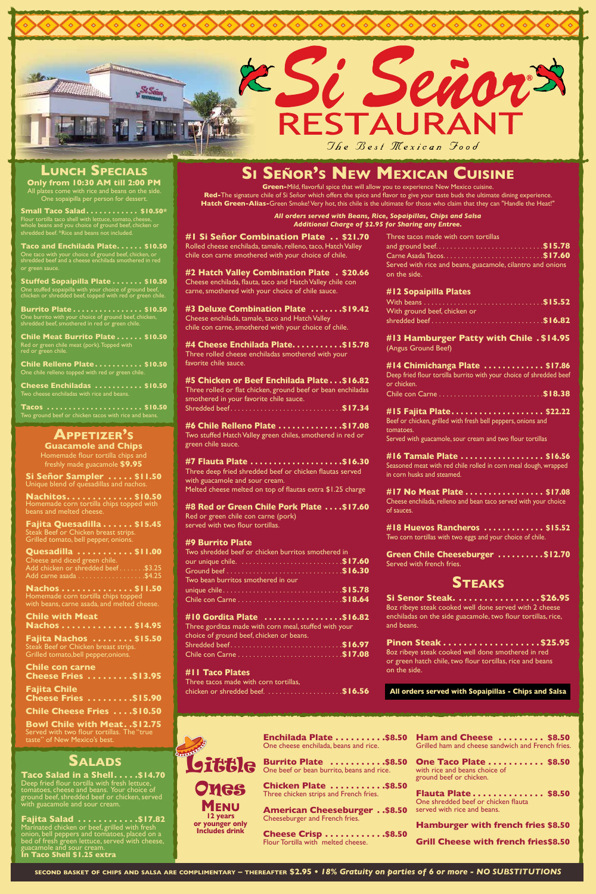# Si Señor® RESTAURANT

*The Best Mexican Food*

## Lunch Specials

**Only from 10:30 AM till 2:00 PM**

All plates come with rice and beans on the side. One sopaipilla per person for dessert.

**Small Taco Salad . . . . . . . . . . . $10.50***
Flour tortilla taco shell with lettuce, tomato, cheese, whole beans and you choice of ground beef, chicken or shredded beef. *Rice and beans not included.

**Taco and Enchilada Plate . . . . . . $10.50**
One taco with your choice of ground beef, chicken, or shredded beef and a cheese enchilada smothered in red or green sauce.

**Stuffed Sopaipilla Plate . . . . . . . $10.50**
One stuffed sopaipilla with your choice of ground beef, chicken or shredded beef, topped with red or green chile.

**Burrito Plate . . . . . . . . . . . . . . . $10.50**
One burrito with your choice of ground beef, chicken, shredded beef, smothered in red or green chile.

**Chile Meat Burrito Plate . . . . . . $10.50**
Red or green chile meat (pork). Topped with red or green chile.

**Chile Relleno Plate . . . . . . . . . . $10.50**
One chile relleno topped with red or green chile.

**Cheese Enchiladas . . . . . . . . . . $10.50**
Two cheese enchiladas with rice and beans.

**Tacos . . . . . . . . . . . . . . . . . . . . . $10.50**
Two ground beef or chicken tacos with rice and beans.

## Appetizer's

**Guacamole and Chips**
Homemade flour tortilla chips and freshly made guacamole **$9.95**

**Si Señor Sampler . . . . . $11.50**
Unique blend of quesadillas and nachos.

**Nachitos . . . . . . . . . . . . . $10.50**
Homemade corn tortilla chips topped with beans and melted cheese.

**Fajita Quesadilla . . . . . . $15.45**
Steak Beef or Chicken breast strips. Grilled tomato, bell pepper, onions.

**Quesadilla . . . . . . . . . . . $11.00**
Cheese and diced green chile.
Add chicken or shredded beef . . . . . . . $3.25
Add carne asada . . . . . . . . . . . . . . . . . $4.25

**Nachos . . . . . . . . . . . . . . $11.50**
Homemade corn tortilla chips topped with beans, carne asada, and melted cheese.

**Chile with Meat Nachos . . . . . . . . . . . . . . $14.95**

**Fajita Nachos . . . . . . . . $15.50**
Steak Beef or Chicken breast strips. Grilled tomato, bell pepper, onions.

**Chile con carne Cheese Fries . . . . . . . . . $13.95**

**Fajita Chile Cheese Fries . . . . . . . . . $15.90**

**Chile Cheese Fries . . . . $10.50**

**Bowl Chile with Meat . . $12.75**
Served with two flour tortillas. The "true taste" of New Mexico's best.

## Salads

**Taco Salad in a Shell . . . . . $14.70**
Deep fried flour tortilla with fresh lettuce, tomatoes, cheese and beans. Your choice of ground beef, shredded beef or chicken, served with guacamole and sour cream.

**Fajita Salad . . . . . . . . . . . . $17.82**
Marinated chicken or beef, grilled with fresh onion, bell peppers and tomatoes, placed on a bed of fresh green lettuce, served with cheese, guacamole and sour cream.
**In Taco Shell $1.25 extra**

## Si Señor's New Mexican Cuisine

**Green-** Mild, flavorful spice that will allow you to experience New Mexico cuisine.
**Red-** The signature chile of Si Señor which offers the spice and flavor to give your taste buds the ultimate dining experience.
**Hatch Green-Alias-** Green Smoke! Very hot, this chile is the ultimate for those who claim that they can "Handle the Heat!"

***All orders served with Beans, Rice, Sopaipillas, Chips and Salsa***
***Additional Charge of $2.95 for Sharing any Entree.***

**#1 Si Señor Combination Plate . . $21.70**
Rolled cheese enchilada, tamale, relleno, taco, Hatch Valley chile con carne smothered with your choice of chile.

**#2 Hatch Valley Combination Plate . $20.66**
Cheese enchilada, flauta, taco and Hatch Valley chile con carne, smothered with your choice of chile sauce.

**#3 Deluxe Combination Plate . . . . . . . $19.42**
Cheese enchilada, tamale, taco and Hatch Valley chile con carne, smothered with your choice of chile.

**#4 Cheese Enchilada Plate . . . . . . . . . . $15.78**
Three rolled cheese enchiladas smothered with your favorite chile sauce.

**#5 Chicken or Beef Enchilada Plate . . . $16.82**
Three rolled or flat chicken, ground beef or bean enchiladas smothered in your favorite chile sauce.
Shredded beef . . . . . . . . . . . . . . . . . . . . . . . . . . . . **$17.34**

**#6 Chile Relleno Plate . . . . . . . . . . . . . $17.08**
Two stuffed Hatch Valley green chiles, smothered in red or green chile sauce.

**#7 Flauta Plate . . . . . . . . . . . . . . . . . . . $16.30**
Three deep fried shredded beef or chicken flautas served with guacamole and sour cream.
Melted cheese melted on top of flautas extra $1.25 charge

**#8 Red or Green Chile Pork Plate . . . . $17.60**
Red or green chile con carne (pork) served with two flour tortillas.

**#9 Burrito Plate**
Two shredded beef or chicken burritos smothered in our unique chile. . . . . . . . . . . . . . . . . . . . . . . . . . **$17.60**
Ground beef . . . . . . . . . . . . . . . . . . . . . . . . . . . . . **$16.30**
Two bean burritos smothered in our unique chile . . . . . . . . . . . . . . . . . . . . . . . . . . . . . . **$15.78**
Chile con Carne . . . . . . . . . . . . . . . . . . . . . . . . . . **$18.64**

**#10 Gordita Plate . . . . . . . . . . . . . . . . $16.82**
Three gorditas made with corn meal, stuffed with your choice of ground beef, chicken or beans.
Shredded beef . . . . . . . . . . . . . . . . . . . . . . . . . . . **$16.97**
Chile con Carne . . . . . . . . . . . . . . . . . . . . . . . . . . **$17.08**

**#11 Taco Plates**
Three tacos made with corn tortillas, chicken or shredded beef. . . . . . . . . . . . . . . . . . . . **$16.56**
Three tacos made with corn tortillas and ground beef . . . . . . . . . . . . . . . . . . . . . . . . . . . . **$15.78**
Carne Asada Tacos . . . . . . . . . . . . . . . . . . . . . . . . . **$17.60**
Served with rice and beans, guacamole, cilantro and onions on the side.

**#12 Sopaipilla Plates**
With beans . . . . . . . . . . . . . . . . . . . . . . . . . . . . . . . **$15.52**
With ground beef, chicken or shredded beef . . . . . . . . . . . . . . . . . . . . . . . . . . . . **$16.82**

**#13 Hamburger Patty with Chile . $14.95**
(Angus Ground Beef)

**#14 Chimichanga Plate . . . . . . . . . . . . . $17.86**
Deep fried flour tortilla burrito with your choice of shredded beef or chicken.
Chile con Carne . . . . . . . . . . . . . . . . . . . . . . . . . . **$18.38**

**#15 Fajita Plate . . . . . . . . . . . . . . . . . . . $22.22**
Beef or chicken, grilled with fresh bell peppers, onions and tomatoes.
Served with guacamole, sour cream and two flour tortillas

**#16 Tamale Plate . . . . . . . . . . . . . . . . . . $16.56**
Seasoned meat with red chile rolled in corn meal dough, wrapped in corn husks and steamed.

**#17 No Meat Plate . . . . . . . . . . . . . . . . . $17.08**
Cheese enchilada, relleno and bean taco served with your choice of sauces.

**#18 Huevos Rancheros . . . . . . . . . . . . . $15.52**
Two corn tortillas with two eggs and your choice of chile.

**Green Chile Cheeseburger . . . . . . . . . $12.70**
Served with french fries.

## Steaks

**Si Senor Steak . . . . . . . . . . . . . . . . . . $26.95**
8oz ribeye steak cooked well done served with 2 cheese enchiladas on the side guacamole, two flour tortillas, rice, and beans.

**Pinon Steak . . . . . . . . . . . . . . . . . . . . $25.95**
8oz ribeye steak cooked well done smothered in red or green hatch chile, two flour tortillas, rice and beans on the side.

**All orders served with Sopaipillas - Chips and Salsa**

## Little Ones Menu

**12 years or younger only**
**Includes drink**

**Enchilada Plate . . . . . . . . . . $8.50**
One cheese enchilada, beans and rice.

**Burrito Plate . . . . . . . . . . . $8.50**
One beef or bean burrito, beans and rice.

**Chicken Plate . . . . . . . . . . . $8.50**
Three chicken strips and French fries.

**American Cheeseburger . . $8.50**
Cheeseburger and French fries.

**Cheese Crisp . . . . . . . . . . . . $8.50**
Flour Tortilla with melted cheese.

**Ham and Cheese . . . . . . . . . $8.50**
Grilled ham and cheese sandwich and French fries.

**One Taco Plate . . . . . . . . . . . $8.50**
with rice and beans choice of ground beef or chicken.

**Flauta Plate . . . . . . . . . . . . . . $8.50**
One shredded beef or chicken flauta served with rice and beans.

**Hamburger with french fries $8.50**

**Grill Cheese with french fries $8.50**

**SECOND BASKET OF CHIPS AND SALSA ARE COMPLIMENTARY – THEREAFTER $2.95 • *18% Gratuity on parties of 6 or more - NO SUBSTITUTIONS***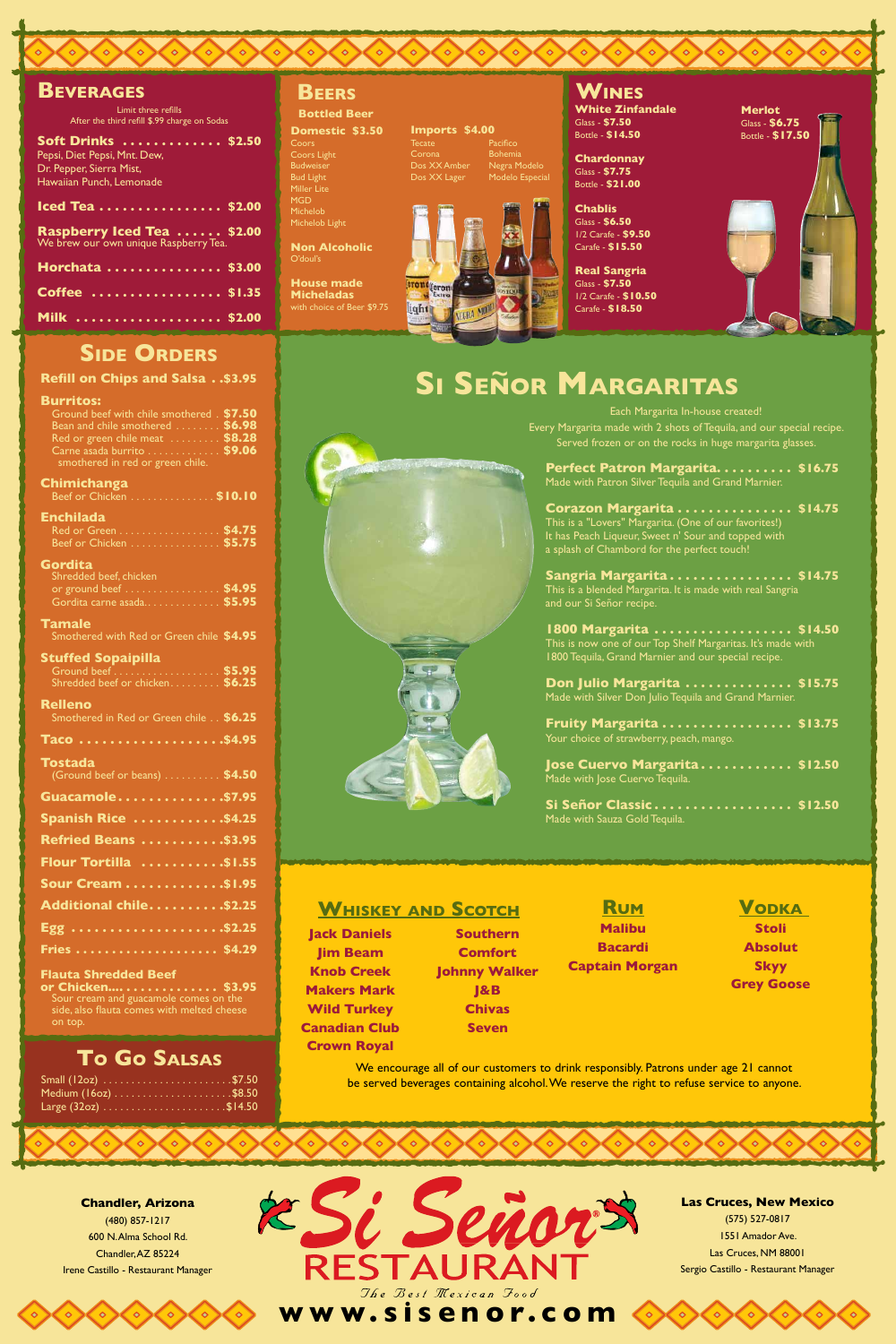## Beverages

Limit three refills
After the third refill $.99 charge on Sodas

**Soft Drinks** ............. $2.50
Pepsi, Diet Pepsi, Mnt. Dew, Dr. Pepper, Sierra Mist, Hawaiian Punch, Lemonade

**Iced Tea** ................ $2.00

**Raspberry Iced Tea** ...... $2.00
We brew our own unique Raspberry Tea.

**Horchata** ............... $3.00

**Coffee** ................. $1.35

**Milk** ................... $2.00

## Beers

### Bottled Beer

**Domestic $3.50**
Coors
Coors Light
Budweiser
Bud Light
Miller Lite
MGD
Michelob
Michelob Light

**Imports $4.00**
Tecate
Corona
Dos XX Amber
Dos XX Lager
Pacifico
Bohemia
Negra Modelo
Modelo Especial

**Non Alcoholic**
O'doul's

**House made Micheladas**
with choice of Beer $9.75

## Wines

**White Zinfandale**
Glass - $7.50
Bottle - $14.50

**Chardonnay**
Glass - $7.75
Bottle - $21.00

**Chablis**
Glass - $6.50
1/2 Carafe - $9.50
Carafe - $15.50

**Real Sangria**
Glass - $7.50
1/2 Carafe - $10.50
Carafe - $18.50

**Merlot**
Glass - $6.75
Bottle - $17.50

## Side Orders

**Refill on Chips and Salsa** . . $3.95

**Burritos:**
Ground beef with chile smothered . $7.50
Bean and chile smothered ........ $6.98
Red or green chile meat ......... $8.28
Carne asada burrito ............. $9.06
smothered in red or green chile.

**Chimichanga**
Beef or Chicken ............... $10.10

**Enchilada**
Red or Green .................. $4.75
Beef or Chicken ............... $5.75

**Gordita**
Shredded beef, chicken
or ground beef ................ $4.95
Gordita carne asada ........... $5.95

**Tamale**
Smothered with Red or Green chile $4.95

**Stuffed Sopaipilla**
Ground beef ................... $5.95
Shredded beef or chicken ...... $6.25

**Relleno**
Smothered in Red or Green chile . . $6.25

**Taco** .................. $4.95

**Tostada**
(Ground beef or beans) ......... $4.50

**Guacamole** ............. $7.95

**Spanish Rice** .......... $4.25

**Refried Beans** ......... $3.95

**Flour Tortilla** ........ $1.55

**Sour Cream** ............ $1.95

**Additional chile** ...... $2.25

**Egg** ................... $2.25

**Fries** ................. $4.29

**Flauta Shredded Beef or Chicken....** ........ $3.95
Sour cream and guacamole comes on the side, also flauta comes with melted cheese on top.

## To Go Salsas

Small (12oz) .................. $7.50
Medium (16oz) ................. $8.50
Large (32oz) .................. $14.50

## Si Señor Margaritas

Each Margarita In-house created!
Every Margarita made with 2 shots of Tequila, and our special recipe.
Served frozen or on the rocks in huge margarita glasses.

**Perfect Patron Margarita** .......... $16.75
Made with Patron Silver Tequila and Grand Marnier.

**Corazon Margarita** ............... $14.75
This is a "Lovers" Margarita. (One of our favorites!) It has Peach Liqueur, Sweet n' Sour and topped with a splash of Chambord for the perfect touch!

**Sangria Margarita** ............... $14.75
This is a blended Margarita. It is made with real Sangria and our Si Señor recipe.

**1800 Margarita** .................. $14.50
This is now one of our Top Shelf Margaritas. It's made with 1800 Tequila, Grand Marnier and our special recipe.

**Don Julio Margarita** ............. $15.75
Made with Silver Don Julio Tequila and Grand Marnier.

**Fruity Margarita** ................ $13.75
Your choice of strawberry, peach, mango.

**Jose Cuervo Margarita** ........... $12.50
Made with Jose Cuervo Tequila.

**Si Señor Classic** ................ $12.50
Made with Sauza Gold Tequila.

## Whiskey and Scotch

Jack Daniels
Jim Beam
Knob Creek
Makers Mark
Wild Turkey
Canadian Club
Crown Royal
Southern Comfort
Johnny Walker
J&B
Chivas
Seven

## Rum

Malibu
Bacardi
Captain Morgan

## Vodka

Stoli
Absolut
Skyy
Grey Goose

We encourage all of our customers to drink responsibly. Patrons under age 21 cannot be served beverages containing alcohol. We reserve the right to refuse service to anyone.

**Chandler, Arizona**
(480) 857-1217
600 N. Alma School Rd.
Chandler, AZ 85224
Irene Castillo - Restaurant Manager

# Si Señor® RESTAURANT

*The Best Mexican Food*

**www.sisenor.com**

**Las Cruces, New Mexico**
(575) 527-0817
1551 Amador Ave.
Las Cruces, NM 88001
Sergio Castillo - Restaurant Manager